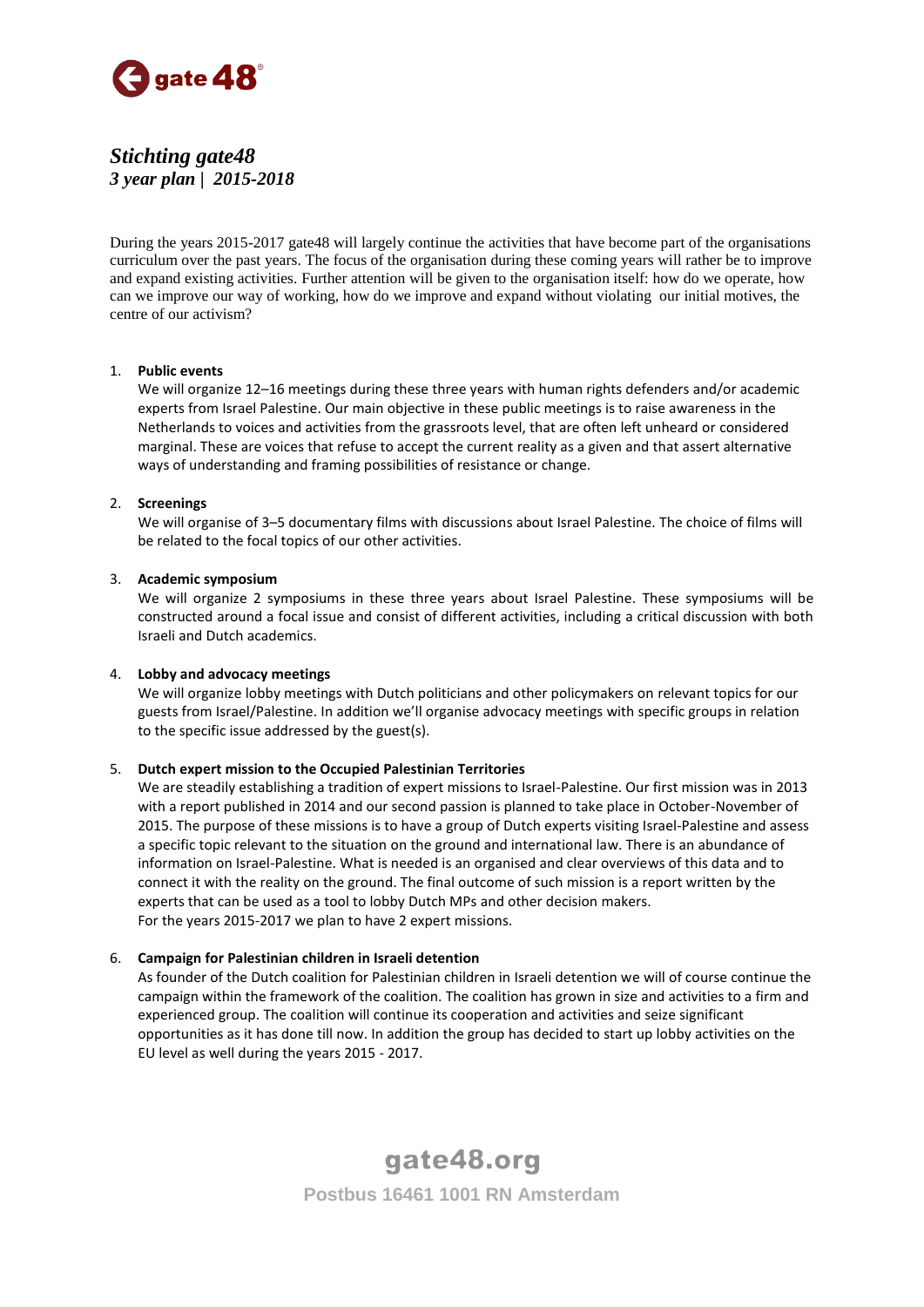gate48

# *Stichting gate48*
## *3 year plan | 2015-2018*

During the years 2015-2017 gate48 will largely continue the activities that have become part of the organisations curriculum over the past years. The focus of the organisation during these coming years will rather be to improve and expand existing activities. Further attention will be given to the organisation itself: how do we operate, how can we improve our way of working, how do we improve and expand without violating our initial motives, the centre of our activism?

1. **Public events**
   We will organize 12–16 meetings during these three years with human rights defenders and/or academic experts from Israel Palestine. Our main objective in these public meetings is to raise awareness in the Netherlands to voices and activities from the grassroots level, that are often left unheard or considered marginal. These are voices that refuse to accept the current reality as a given and that assert alternative ways of understanding and framing possibilities of resistance or change.

2. **Screenings**
   We will organise of 3–5 documentary films with discussions about Israel Palestine. The choice of films will be related to the focal topics of our other activities.

3. **Academic symposium**
   We will organize 2 symposiums in these three years about Israel Palestine. These symposiums will be constructed around a focal issue and consist of different activities, including a critical discussion with both Israeli and Dutch academics.

4. **Lobby and advocacy meetings**
   We will organize lobby meetings with Dutch politicians and other policymakers on relevant topics for our guests from Israel/Palestine. In addition we'll organise advocacy meetings with specific groups in relation to the specific issue addressed by the guest(s).

5. **Dutch expert mission to the Occupied Palestinian Territories**
   We are steadily establishing a tradition of expert missions to Israel-Palestine. Our first mission was in 2013 with a report published in 2014 and our second passion is planned to take place in October-November of 2015. The purpose of these missions is to have a group of Dutch experts visiting Israel-Palestine and assess a specific topic relevant to the situation on the ground and international law. There is an abundance of information on Israel-Palestine. What is needed is an organised and clear overviews of this data and to connect it with the reality on the ground. The final outcome of such mission is a report written by the experts that can be used as a tool to lobby Dutch MPs and other decision makers.
   For the years 2015-2017 we plan to have 2 expert missions.

6. **Campaign for Palestinian children in Israeli detention**
   As founder of the Dutch coalition for Palestinian children in Israeli detention we will of course continue the campaign within the framework of the coalition. The coalition has grown in size and activities to a firm and experienced group. The coalition will continue its cooperation and activities and seize significant opportunities as it has done till now. In addition the group has decided to start up lobby activities on the EU level as well during the years 2015 - 2017.

gate48.org

Postbus 16461 1001 RN Amsterdam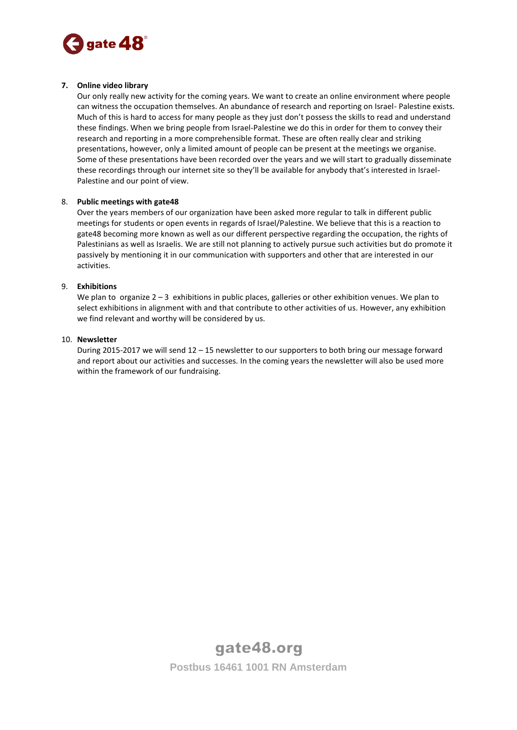7. **Online video library**
   Our only really new activity for the coming years. We want to create an online environment where people can witness the occupation themselves. An abundance of research and reporting on Israel- Palestine exists. Much of this is hard to access for many people as they just don't possess the skills to read and understand these findings. When we bring people from Israel-Palestine we do this in order for them to convey their research and reporting in a more comprehensible format. These are often really clear and striking presentations, however, only a limited amount of people can be present at the meetings we organise. Some of these presentations have been recorded over the years and we will start to gradually disseminate these recordings through our internet site so they'll be available for anybody that's interested in Israel-Palestine and our point of view.

8. **Public meetings with gate48**
   Over the years members of our organization have been asked more regular to talk in different public meetings for students or open events in regards of Israel/Palestine. We believe that this is a reaction to gate48 becoming more known as well as our different perspective regarding the occupation, the rights of Palestinians as well as Israelis. We are still not planning to actively pursue such activities but do promote it passively by mentioning it in our communication with supporters and other that are interested in our activities.

9. **Exhibitions**
   We plan to organize 2 – 3 exhibitions in public places, galleries or other exhibition venues. We plan to select exhibitions in alignment with and that contribute to other activities of us. However, any exhibition we find relevant and worthy will be considered by us.

10. **Newsletter**
    During 2015-2017 we will send 12 – 15 newsletter to our supporters to both bring our message forward and report about our activities and successes. In the coming years the newsletter will also be used more within the framework of our fundraising.